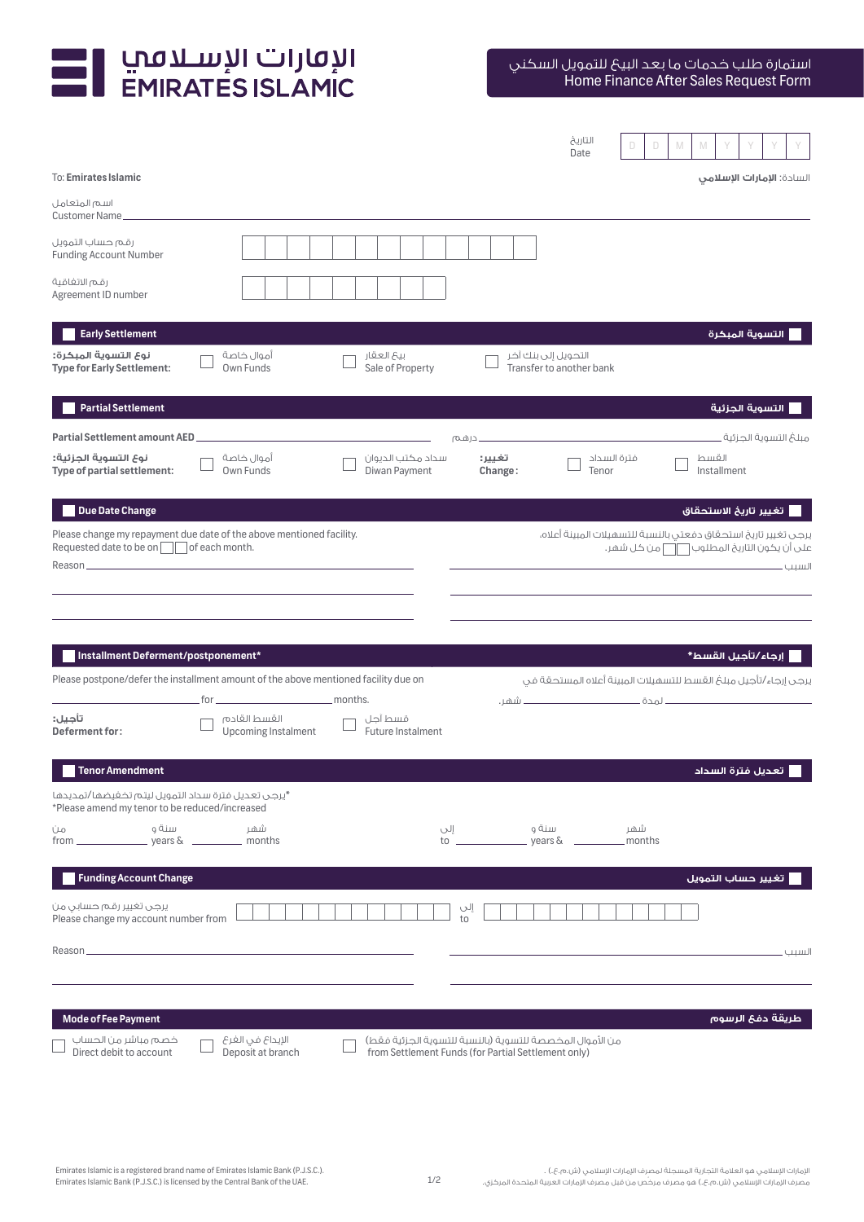# الإمارات الإسلامي
# EMIRATES ISLAMIC

## استمارة طلب خدمات ما بعد البيع للتمويل السكني
## Home Finance After Sales Request Form

التاريخ
Date: D D M M Y Y Y Y

To: **Emirates Islamic** — السادة: **الإمارات الإسلامي**

اسم المتعامل
Customer Name ____________________

رقم حساب التمويل
Funding Account Number ☐☐☐☐☐☐☐☐☐☐☐☐☐

رقم الاتفاقية
Agreement ID number ☐☐☐☐☐☐☐☐☐

## ☐ Early Settlement — التسوية المبكرة

**نوع التسوية المبكرة:**
**Type for Early Settlement:**

- ☐ أموال خاصة / Own Funds
- ☐ بيع العقار / Sale of Property
- ☐ التحويل إلى بنك آخر / Transfer to another bank

## ☐ Partial Settlement — التسوية الجزئية

**Partial Settlement amount AED** ____________________ درهم ____________________ مبلغ التسوية الجزئية

**نوع التسوية الجزئية:**
**Type of partial settlement:**

- ☐ أموال خاصة / Own Funds
- ☐ سداد مكتب الديوان / Diwan Payment

**تغيير:**
**Change:**

- ☐ فترة السداد / Tenor
- ☐ القسط / Installment

## ☐ Due Date Change — تغيير تاريخ الاستحقاق

Please change my repayment due date of the above mentioned facility.
Requested date to be on ☐☐ of each month.

يرجى تغيير تاريخ استحقاق دفعتي بالنسبة للتسهيلات المبينة أعلاه.
على أن يكون التاريخ المطلوب ☐☐ من كل شهر.

Reason ____________________ السبب ____________________

## ☐ Installment Deferment/postponement* — إرجاء/تأجيل القسط*

Please postpone/defer the installment amount of the above mentioned facility due on ____________________ for ____________________ months.

يرجى إرجاء/تأجيل مبلغ القسط للتسهيلات المبينة أعلاه المستحقة في ____________________ لمدة ____________________ شهر.

**تأجيل:**
**Deferment for:**

- ☐ القسط القادم / Upcoming Instalment
- ☐ قسط آجل / Future Instalment

## ☐ Tenor Amendment — تعديل فترة السداد

*يرجى تعديل فترة سداد التمويل ليتم تخفيضها/تمديدها
*Please amend my tenor to be reduced/increased

من / from ________ سنة و / years & ________ شهر / months — إلى / to ________ سنة و / years & ________ شهر / months

## ☐ Funding Account Change — تغيير حساب التمويل

يرجى تغيير رقم حسابي من
Please change my account number from ☐☐☐☐☐☐☐☐☐☐☐☐☐☐☐☐☐☐ إلى / to ☐☐☐☐☐☐☐☐☐☐☐☐☐

Reason ____________________ السبب ____________________

## Mode of Fee Payment — طريقة دفع الرسوم

- ☐ خصم مباشر من الحساب / Direct debit to account
- ☐ الإيداع في الفرع / Deposit at branch
- ☐ من الأموال المخصصة للتسوية (بالنسبة للتسوية الجزئية فقط) / from Settlement Funds (for Partial Settlement only)

Emirates Islamic is a registered brand name of Emirates Islamic Bank (P.J.S.C.).
Emirates Islamic Bank (P.J.S.C.) is licensed by the Central Bank of the UAE.

الإمارات الإسلامي هو العلامة التجارية المسجلة لمصرف الإمارات الإسلامي (ش.م.ع.).
مصرف الإمارات الإسلامي (ش.م.ع.) هو مصرف مرخص من قبل مصرف الإمارات العربية المتحدة المركزي.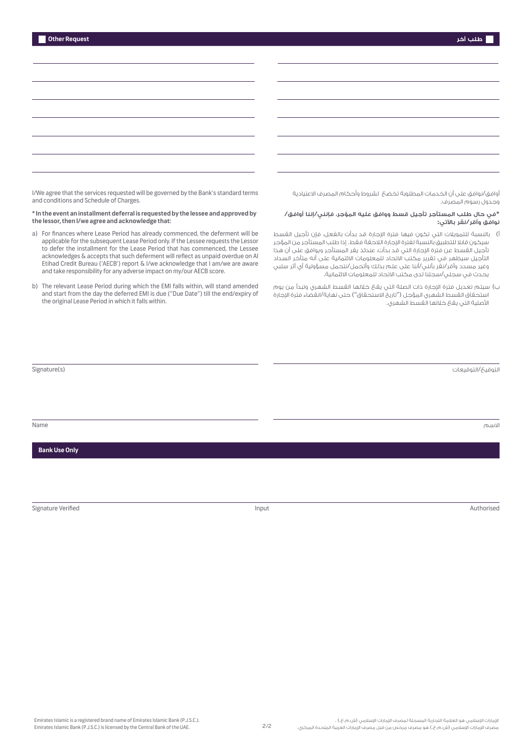## Other Request

## طلب آخر

I/We agree that the services requested will be governed by the Bank's standard terms and conditions and Schedule of Charges.

**\* In the event an installment deferral is requested by the lessee and approved by the lessor, then I/we agree and acknowledge that:**

a) For finances where Lease Period has already commenced, the deferment will be applicable for the subsequent Lease Period only. If the Lessee requests the Lessor to defer the installment for the Lease Period that has commenced, the Lessee acknowledges & accepts that such deferment will reflect as unpaid overdue on Al Etihad Credit Bureau ('AECB') report & I/we acknowledge that I am/we are aware and take responsibility for any adverse impact on my/our AECB score.

b) The relevant Lease Period during which the EMI falls within, will stand amended and start from the day the deferred EMI is due ("Due Date") till the end/expiry of the original Lease Period in which it falls within.

أوافق/نوافق على أن الخدمات المطلوبة تخضع لشروط وأحكام المصرف الاعتيادية وجدول رسوم المصرف.

**\*في حال طلب المستأجر تأجيل قسط ووافق عليه المؤجر، فإنني/إننا أوافق/نوافق وأقر/نقر بالآتي:**

أ) بالنسبة للتمويلات التي تكون فيها فترة الإجارة قد بدأت بالفعل، فإن تأجيل القسط سيكون قابلا للتطبيق بالنسبة لفترة الإجارة اللاحقة فقط. إذا طلب المستأجر من المؤجر تأجيل القسط عن فترة الإجارة التي قد بدأت، عندئذ يقر المستأجر ويوافق على أن هذا التأجيل سيظهر في تقرير مكتب الاتحاد للمعلومات الائتمانية على أنه متأخر السداد وغير مسدد وأقر/نقر بأنني/أننا على علم بذلك وأتحمل/نتحمل مسؤولية أي أثر سلبي يحدث في سجلي/سجلنا لدى مكتب الاتحاد للمعلومات الائتمانية.

ب) سيتم تعديل فترة الإجارة ذات الصلة التي يقع خلالها القسط الشهري وتبدأ من يوم استحقاق القسط الشهري المؤجل ("تاريخ الاستحقاق") حتى نهاية/انقضاء فترة الإجارة الأصلية التي يقع خلالها القسط الشهري.

Signature(s) التوقيع/التوقيعات

Name الاسم

## Bank Use Only

Signature Verified | Input | Authorised

Emirates Islamic is a registered brand name of Emirates Islamic Bank (P.J.S.C.).
Emirates Islamic Bank (P.J.S.C.) is licensed by the Central Bank of the UAE.

الإمارات الإسلامي هو العلامة التجارية المسجلة لمصرف الإمارات الإسلامي (ش.م.ع.) .
مصرف الإمارات الإسلامي (ش.م.ع.) هو مصرف مرخص من قبل مصرف الإمارات العربية المتحدة المركزي.